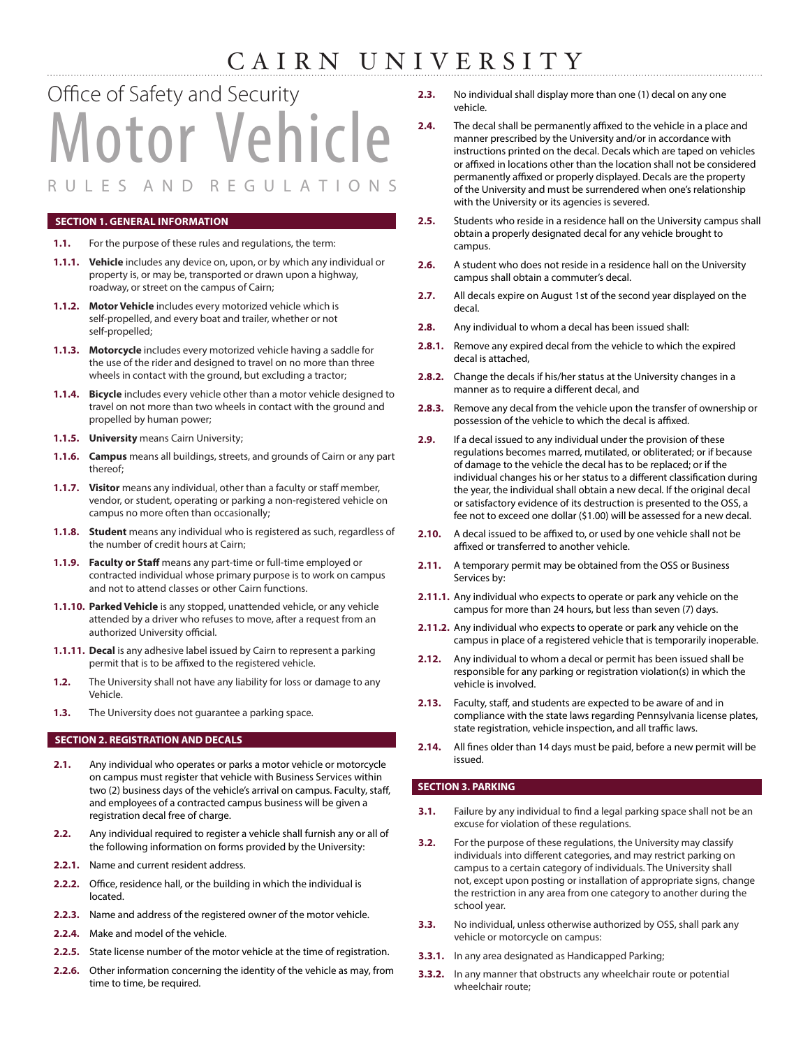# CAIRN UNIVERSITY

## Office of Safety and Security

# Motor Vehicle

## RULES AND REGULATIONS

### SECTION 1. GENERAL INFORMATION

**1.1.** For the purpose of these rules and regulations, the term:

**1.1.1.** **Vehicle** includes any device on, upon, or by which any individual or property is, or may be, transported or drawn upon a highway, roadway, or street on the campus of Cairn;

**1.1.2.** **Motor Vehicle** includes every motorized vehicle which is self-propelled, and every boat and trailer, whether or not self-propelled;

**1.1.3.** **Motorcycle** includes every motorized vehicle having a saddle for the use of the rider and designed to travel on no more than three wheels in contact with the ground, but excluding a tractor;

**1.1.4.** **Bicycle** includes every vehicle other than a motor vehicle designed to travel on not more than two wheels in contact with the ground and propelled by human power;

**1.1.5.** **University** means Cairn University;

**1.1.6.** **Campus** means all buildings, streets, and grounds of Cairn or any part thereof;

**1.1.7.** **Visitor** means any individual, other than a faculty or staff member, vendor, or student, operating or parking a non-registered vehicle on campus no more often than occasionally;

**1.1.8.** **Student** means any individual who is registered as such, regardless of the number of credit hours at Cairn;

**1.1.9.** **Faculty or Staff** means any part-time or full-time employed or contracted individual whose primary purpose is to work on campus and not to attend classes or other Cairn functions.

**1.1.10.** **Parked Vehicle** is any stopped, unattended vehicle, or any vehicle attended by a driver who refuses to move, after a request from an authorized University official.

**1.1.11.** **Decal** is any adhesive label issued by Cairn to represent a parking permit that is to be affixed to the registered vehicle.

**1.2.** The University shall not have any liability for loss or damage to any Vehicle.

**1.3.** The University does not guarantee a parking space.

### SECTION 2. REGISTRATION AND DECALS

**2.1.** Any individual who operates or parks a motor vehicle or motorcycle on campus must register that vehicle with Business Services within two (2) business days of the vehicle's arrival on campus. Faculty, staff, and employees of a contracted campus business will be given a registration decal free of charge.

**2.2.** Any individual required to register a vehicle shall furnish any or all of the following information on forms provided by the University:

**2.2.1.** Name and current resident address.

**2.2.2.** Office, residence hall, or the building in which the individual is located.

**2.2.3.** Name and address of the registered owner of the motor vehicle.

**2.2.4.** Make and model of the vehicle.

**2.2.5.** State license number of the motor vehicle at the time of registration.

**2.2.6.** Other information concerning the identity of the vehicle as may, from time to time, be required.

**2.3.** No individual shall display more than one (1) decal on any one vehicle.

**2.4.** The decal shall be permanently affixed to the vehicle in a place and manner prescribed by the University and/or in accordance with instructions printed on the decal. Decals which are taped on vehicles or affixed in locations other than the location shall not be considered permanently affixed or properly displayed. Decals are the property of the University and must be surrendered when one's relationship with the University or its agencies is severed.

**2.5.** Students who reside in a residence hall on the University campus shall obtain a properly designated decal for any vehicle brought to campus.

**2.6.** A student who does not reside in a residence hall on the University campus shall obtain a commuter's decal.

**2.7.** All decals expire on August 1st of the second year displayed on the decal.

**2.8.** Any individual to whom a decal has been issued shall:

**2.8.1.** Remove any expired decal from the vehicle to which the expired decal is attached,

**2.8.2.** Change the decals if his/her status at the University changes in a manner as to require a different decal, and

**2.8.3.** Remove any decal from the vehicle upon the transfer of ownership or possession of the vehicle to which the decal is affixed.

**2.9.** If a decal issued to any individual under the provision of these regulations becomes marred, mutilated, or obliterated; or if because of damage to the vehicle the decal has to be replaced; or if the individual changes his or her status to a different classification during the year, the individual shall obtain a new decal. If the original decal or satisfactory evidence of its destruction is presented to the OSS, a fee not to exceed one dollar ($1.00) will be assessed for a new decal.

**2.10.** A decal issued to be affixed to, or used by one vehicle shall not be affixed or transferred to another vehicle.

**2.11.** A temporary permit may be obtained from the OSS or Business Services by:

**2.11.1.** Any individual who expects to operate or park any vehicle on the campus for more than 24 hours, but less than seven (7) days.

**2.11.2.** Any individual who expects to operate or park any vehicle on the campus in place of a registered vehicle that is temporarily inoperable.

**2.12.** Any individual to whom a decal or permit has been issued shall be responsible for any parking or registration violation(s) in which the vehicle is involved.

**2.13.** Faculty, staff, and students are expected to be aware of and in compliance with the state laws regarding Pennsylvania license plates, state registration, vehicle inspection, and all traffic laws.

**2.14.** All fines older than 14 days must be paid, before a new permit will be issued.

### SECTION 3. PARKING

**3.1.** Failure by any individual to find a legal parking space shall not be an excuse for violation of these regulations.

**3.2.** For the purpose of these regulations, the University may classify individuals into different categories, and may restrict parking on campus to a certain category of individuals. The University shall not, except upon posting or installation of appropriate signs, change the restriction in any area from one category to another during the school year.

**3.3.** No individual, unless otherwise authorized by OSS, shall park any vehicle or motorcycle on campus:

**3.3.1.** In any area designated as Handicapped Parking;

**3.3.2.** In any manner that obstructs any wheelchair route or potential wheelchair route;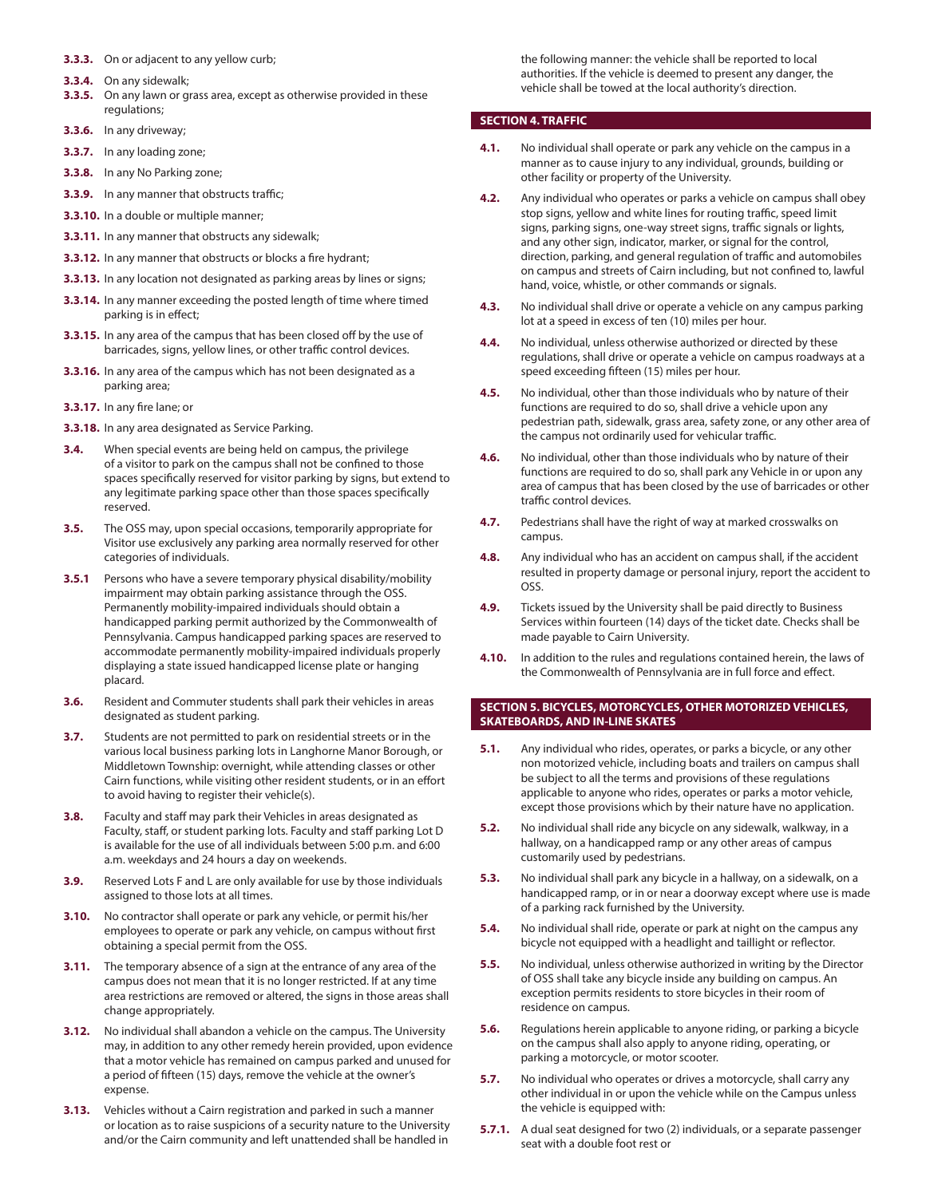**3.3.3.** On or adjacent to any yellow curb;

**3.3.4.** On any sidewalk;

**3.3.5.** On any lawn or grass area, except as otherwise provided in these regulations;

**3.3.6.** In any driveway;

**3.3.7.** In any loading zone;

**3.3.8.** In any No Parking zone;

**3.3.9.** In any manner that obstructs traffic;

**3.3.10.** In a double or multiple manner;

**3.3.11.** In any manner that obstructs any sidewalk;

**3.3.12.** In any manner that obstructs or blocks a fire hydrant;

**3.3.13.** In any location not designated as parking areas by lines or signs;

**3.3.14.** In any manner exceeding the posted length of time where timed parking is in effect;

**3.3.15.** In any area of the campus that has been closed off by the use of barricades, signs, yellow lines, or other traffic control devices.

**3.3.16.** In any area of the campus which has not been designated as a parking area;

**3.3.17.** In any fire lane; or

**3.3.18.** In any area designated as Service Parking.

**3.4.** When special events are being held on campus, the privilege of a visitor to park on the campus shall not be confined to those spaces specifically reserved for visitor parking by signs, but extend to any legitimate parking space other than those spaces specifically reserved.

**3.5.** The OSS may, upon special occasions, temporarily appropriate for Visitor use exclusively any parking area normally reserved for other categories of individuals.

**3.5.1** Persons who have a severe temporary physical disability/mobility impairment may obtain parking assistance through the OSS. Permanently mobility-impaired individuals should obtain a handicapped parking permit authorized by the Commonwealth of Pennsylvania. Campus handicapped parking spaces are reserved to accommodate permanently mobility-impaired individuals properly displaying a state issued handicapped license plate or hanging placard.

**3.6.** Resident and Commuter students shall park their vehicles in areas designated as student parking.

**3.7.** Students are not permitted to park on residential streets or in the various local business parking lots in Langhorne Manor Borough, or Middletown Township: overnight, while attending classes or other Cairn functions, while visiting other resident students, or in an effort to avoid having to register their vehicle(s).

**3.8.** Faculty and staff may park their Vehicles in areas designated as Faculty, staff, or student parking lots. Faculty and staff parking Lot D is available for the use of all individuals between 5:00 p.m. and 6:00 a.m. weekdays and 24 hours a day on weekends.

**3.9.** Reserved Lots F and L are only available for use by those individuals assigned to those lots at all times.

**3.10.** No contractor shall operate or park any vehicle, or permit his/her employees to operate or park any vehicle, on campus without first obtaining a special permit from the OSS.

**3.11.** The temporary absence of a sign at the entrance of any area of the campus does not mean that it is no longer restricted. If at any time area restrictions are removed or altered, the signs in those areas shall change appropriately.

**3.12.** No individual shall abandon a vehicle on the campus. The University may, in addition to any other remedy herein provided, upon evidence that a motor vehicle has remained on campus parked and unused for a period of fifteen (15) days, remove the vehicle at the owner's expense.

**3.13.** Vehicles without a Cairn registration and parked in such a manner or location as to raise suspicions of a security nature to the University and/or the Cairn community and left unattended shall be handled in the following manner: the vehicle shall be reported to local authorities. If the vehicle is deemed to present any danger, the vehicle shall be towed at the local authority's direction.

## SECTION 4. TRAFFIC

**4.1.** No individual shall operate or park any vehicle on the campus in a manner as to cause injury to any individual, grounds, building or other facility or property of the University.

**4.2.** Any individual who operates or parks a vehicle on campus shall obey stop signs, yellow and white lines for routing traffic, speed limit signs, parking signs, one-way street signs, traffic signals or lights, and any other sign, indicator, marker, or signal for the control, direction, parking, and general regulation of traffic and automobiles on campus and streets of Cairn including, but not confined to, lawful hand, voice, whistle, or other commands or signals.

**4.3.** No individual shall drive or operate a vehicle on any campus parking lot at a speed in excess of ten (10) miles per hour.

**4.4.** No individual, unless otherwise authorized or directed by these regulations, shall drive or operate a vehicle on campus roadways at a speed exceeding fifteen (15) miles per hour.

**4.5.** No individual, other than those individuals who by nature of their functions are required to do so, shall drive a vehicle upon any pedestrian path, sidewalk, grass area, safety zone, or any other area of the campus not ordinarily used for vehicular traffic.

**4.6.** No individual, other than those individuals who by nature of their functions are required to do so, shall park any Vehicle in or upon any area of campus that has been closed by the use of barricades or other traffic control devices.

**4.7.** Pedestrians shall have the right of way at marked crosswalks on campus.

**4.8.** Any individual who has an accident on campus shall, if the accident resulted in property damage or personal injury, report the accident to OSS.

**4.9.** Tickets issued by the University shall be paid directly to Business Services within fourteen (14) days of the ticket date. Checks shall be made payable to Cairn University.

**4.10.** In addition to the rules and regulations contained herein, the laws of the Commonwealth of Pennsylvania are in full force and effect.

## SECTION 5. BICYCLES, MOTORCYCLES, OTHER MOTORIZED VEHICLES, SKATEBOARDS, AND IN-LINE SKATES

**5.1.** Any individual who rides, operates, or parks a bicycle, or any other non motorized vehicle, including boats and trailers on campus shall be subject to all the terms and provisions of these regulations applicable to anyone who rides, operates or parks a motor vehicle, except those provisions which by their nature have no application.

**5.2.** No individual shall ride any bicycle on any sidewalk, walkway, in a hallway, on a handicapped ramp or any other areas of campus customarily used by pedestrians.

**5.3.** No individual shall park any bicycle in a hallway, on a sidewalk, on a handicapped ramp, or in or near a doorway except where use is made of a parking rack furnished by the University.

**5.4.** No individual shall ride, operate or park at night on the campus any bicycle not equipped with a headlight and taillight or reflector.

**5.5.** No individual, unless otherwise authorized in writing by the Director of OSS shall take any bicycle inside any building on campus. An exception permits residents to store bicycles in their room of residence on campus.

**5.6.** Regulations herein applicable to anyone riding, or parking a bicycle on the campus shall also apply to anyone riding, operating, or parking a motorcycle, or motor scooter.

**5.7.** No individual who operates or drives a motorcycle, shall carry any other individual in or upon the vehicle while on the Campus unless the vehicle is equipped with:

**5.7.1.** A dual seat designed for two (2) individuals, or a separate passenger seat with a double foot rest or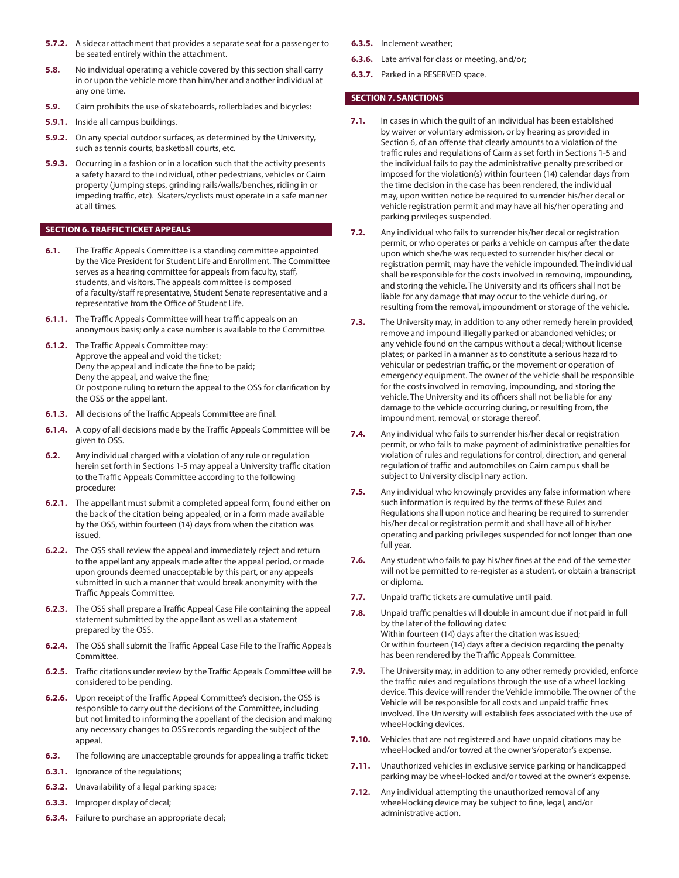**5.7.2.** A sidecar attachment that provides a separate seat for a passenger to be seated entirely within the attachment.

**5.8.** No individual operating a vehicle covered by this section shall carry in or upon the vehicle more than him/her and another individual at any one time.

**5.9.** Cairn prohibits the use of skateboards, rollerblades and bicycles:

**5.9.1.** Inside all campus buildings.

**5.9.2.** On any special outdoor surfaces, as determined by the University, such as tennis courts, basketball courts, etc.

**5.9.3.** Occurring in a fashion or in a location such that the activity presents a safety hazard to the individual, other pedestrians, vehicles or Cairn property (jumping steps, grinding rails/walls/benches, riding in or impeding traffic, etc). Skaters/cyclists must operate in a safe manner at all times.

## SECTION 6. TRAFFIC TICKET APPEALS

**6.1.** The Traffic Appeals Committee is a standing committee appointed by the Vice President for Student Life and Enrollment. The Committee serves as a hearing committee for appeals from faculty, staff, students, and visitors. The appeals committee is composed of a faculty/staff representative, Student Senate representative and a representative from the Office of Student Life.

**6.1.1.** The Traffic Appeals Committee will hear traffic appeals on an anonymous basis; only a case number is available to the Committee.

**6.1.2.** The Traffic Appeals Committee may:
Approve the appeal and void the ticket;
Deny the appeal and indicate the fine to be paid;
Deny the appeal, and waive the fine;
Or postpone ruling to return the appeal to the OSS for clarification by the OSS or the appellant.

**6.1.3.** All decisions of the Traffic Appeals Committee are final.

**6.1.4.** A copy of all decisions made by the Traffic Appeals Committee will be given to OSS.

**6.2.** Any individual charged with a violation of any rule or regulation herein set forth in Sections 1-5 may appeal a University traffic citation to the Traffic Appeals Committee according to the following procedure:

**6.2.1.** The appellant must submit a completed appeal form, found either on the back of the citation being appealed, or in a form made available by the OSS, within fourteen (14) days from when the citation was issued.

**6.2.2.** The OSS shall review the appeal and immediately reject and return to the appellant any appeals made after the appeal period, or made upon grounds deemed unacceptable by this part, or any appeals submitted in such a manner that would break anonymity with the Traffic Appeals Committee.

**6.2.3.** The OSS shall prepare a Traffic Appeal Case File containing the appeal statement submitted by the appellant as well as a statement prepared by the OSS.

**6.2.4.** The OSS shall submit the Traffic Appeal Case File to the Traffic Appeals Committee.

**6.2.5.** Traffic citations under review by the Traffic Appeals Committee will be considered to be pending.

**6.2.6.** Upon receipt of the Traffic Appeal Committee's decision, the OSS is responsible to carry out the decisions of the Committee, including but not limited to informing the appellant of the decision and making any necessary changes to OSS records regarding the subject of the appeal.

**6.3.** The following are unacceptable grounds for appealing a traffic ticket:

**6.3.1.** Ignorance of the regulations;

**6.3.2.** Unavailability of a legal parking space;

**6.3.3.** Improper display of decal;

**6.3.4.** Failure to purchase an appropriate decal;

**6.3.5.** Inclement weather;

**6.3.6.** Late arrival for class or meeting, and/or;

**6.3.7.** Parked in a RESERVED space.

## SECTION 7. SANCTIONS

**7.1.** In cases in which the guilt of an individual has been established by waiver or voluntary admission, or by hearing as provided in Section 6, of an offense that clearly amounts to a violation of the traffic rules and regulations of Cairn as set forth in Sections 1-5 and the individual fails to pay the administrative penalty prescribed or imposed for the violation(s) within fourteen (14) calendar days from the time decision in the case has been rendered, the individual may, upon written notice be required to surrender his/her decal or vehicle registration permit and may have all his/her operating and parking privileges suspended.

**7.2.** Any individual who fails to surrender his/her decal or registration permit, or who operates or parks a vehicle on campus after the date upon which she/he was requested to surrender his/her decal or registration permit, may have the vehicle impounded. The individual shall be responsible for the costs involved in removing, impounding, and storing the vehicle. The University and its officers shall not be liable for any damage that may occur to the vehicle during, or resulting from the removal, impoundment or storage of the vehicle.

**7.3.** The University may, in addition to any other remedy herein provided, remove and impound illegally parked or abandoned vehicles; or any vehicle found on the campus without a decal; without license plates; or parked in a manner as to constitute a serious hazard to vehicular or pedestrian traffic, or the movement or operation of emergency equipment. The owner of the vehicle shall be responsible for the costs involved in removing, impounding, and storing the vehicle. The University and its officers shall not be liable for any damage to the vehicle occurring during, or resulting from, the impoundment, removal, or storage thereof.

**7.4.** Any individual who fails to surrender his/her decal or registration permit, or who fails to make payment of administrative penalties for violation of rules and regulations for control, direction, and general regulation of traffic and automobiles on Cairn campus shall be subject to University disciplinary action.

**7.5.** Any individual who knowingly provides any false information where such information is required by the terms of these Rules and Regulations shall upon notice and hearing be required to surrender his/her decal or registration permit and shall have all of his/her operating and parking privileges suspended for not longer than one full year.

**7.6.** Any student who fails to pay his/her fines at the end of the semester will not be permitted to re-register as a student, or obtain a transcript or diploma.

**7.7.** Unpaid traffic tickets are cumulative until paid.

**7.8.** Unpaid traffic penalties will double in amount due if not paid in full by the later of the following dates:
Within fourteen (14) days after the citation was issued;
Or within fourteen (14) days after a decision regarding the penalty has been rendered by the Traffic Appeals Committee.

**7.9.** The University may, in addition to any other remedy provided, enforce the traffic rules and regulations through the use of a wheel locking device. This device will render the Vehicle immobile. The owner of the Vehicle will be responsible for all costs and unpaid traffic fines involved. The University will establish fees associated with the use of wheel-locking devices.

**7.10.** Vehicles that are not registered and have unpaid citations may be wheel-locked and/or towed at the owner's/operator's expense.

**7.11.** Unauthorized vehicles in exclusive service parking or handicapped parking may be wheel-locked and/or towed at the owner's expense.

**7.12.** Any individual attempting the unauthorized removal of any wheel-locking device may be subject to fine, legal, and/or administrative action.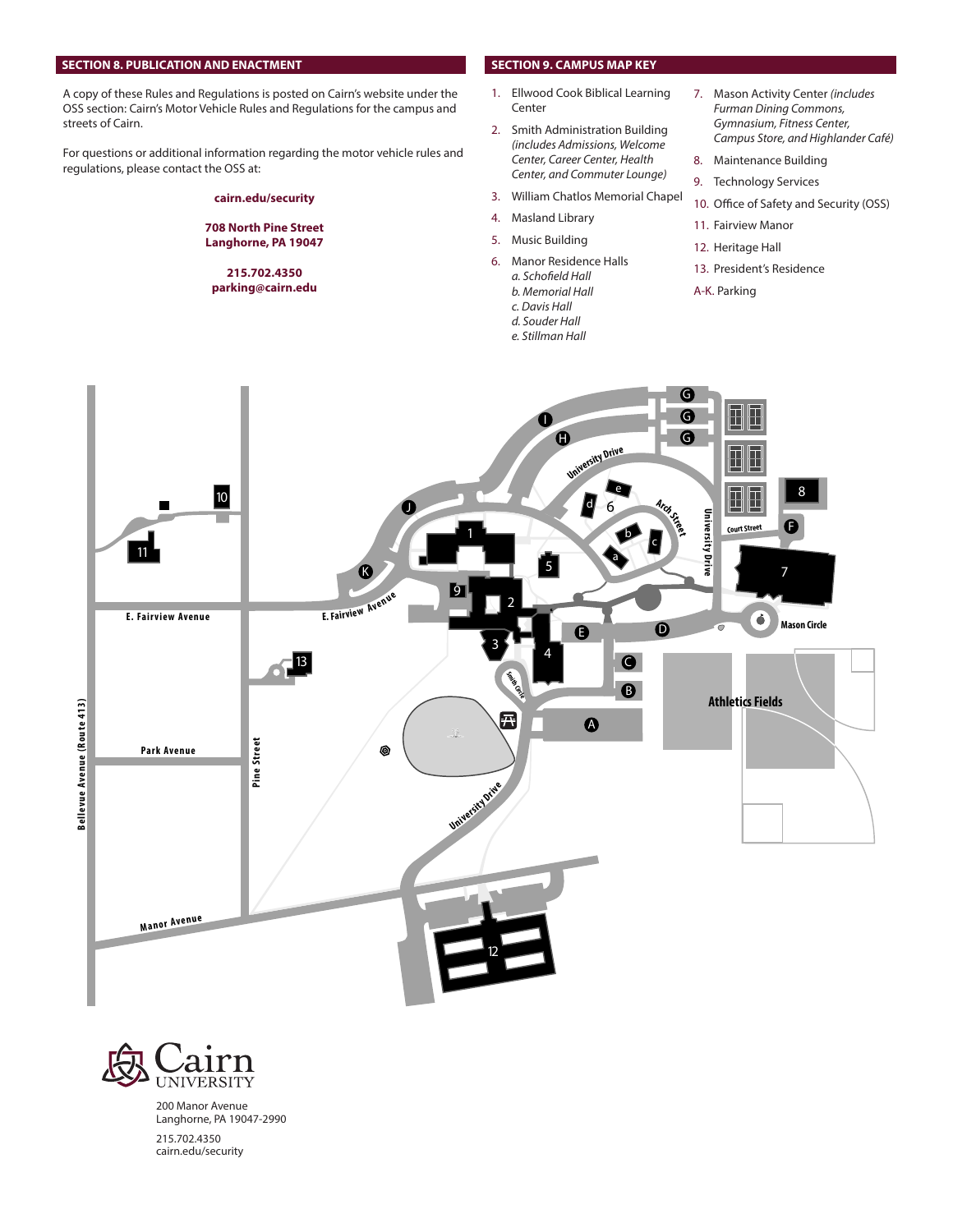## SECTION 8. PUBLICATION AND ENACTMENT

A copy of these Rules and Regulations is posted on Cairn's website under the OSS section: Cairn's Motor Vehicle Rules and Regulations for the campus and streets of Cairn.

For questions or additional information regarding the motor vehicle rules and regulations, please contact the OSS at:

**cairn.edu/security**

**708 North Pine Street**
**Langhorne, PA 19047**

**215.702.4350**
**parking@cairn.edu**

## SECTION 9. CAMPUS MAP KEY

1. Ellwood Cook Biblical Learning Center
2. Smith Administration Building *(includes Admissions, Welcome Center, Career Center, Health Center, and Commuter Lounge)*
3. William Chatlos Memorial Chapel
4. Masland Library
5. Music Building
6. Manor Residence Halls
   *a. Schofield Hall*
   *b. Memorial Hall*
   *c. Davis Hall*
   *d. Souder Hall*
   *e. Stillman Hall*
7. Mason Activity Center *(includes Furman Dining Commons, Gymnasium, Fitness Center, Campus Store, and Highlander Café)*
8. Maintenance Building
9. Technology Services
10. Office of Safety and Security (OSS)
11. Fairview Manor
12. Heritage Hall
13. President's Residence

A-K. Parking

University Drive
Arch Street
Court Street
Mason Circle
Athletics Fields
E. Fairview Avenue
Smith Circle
Bellevue Avenue (Route 413)
Park Avenue
Pine Street
Manor Avenue

Cairn UNIVERSITY

200 Manor Avenue
Langhorne, PA 19047-2990

215.702.4350
cairn.edu/security